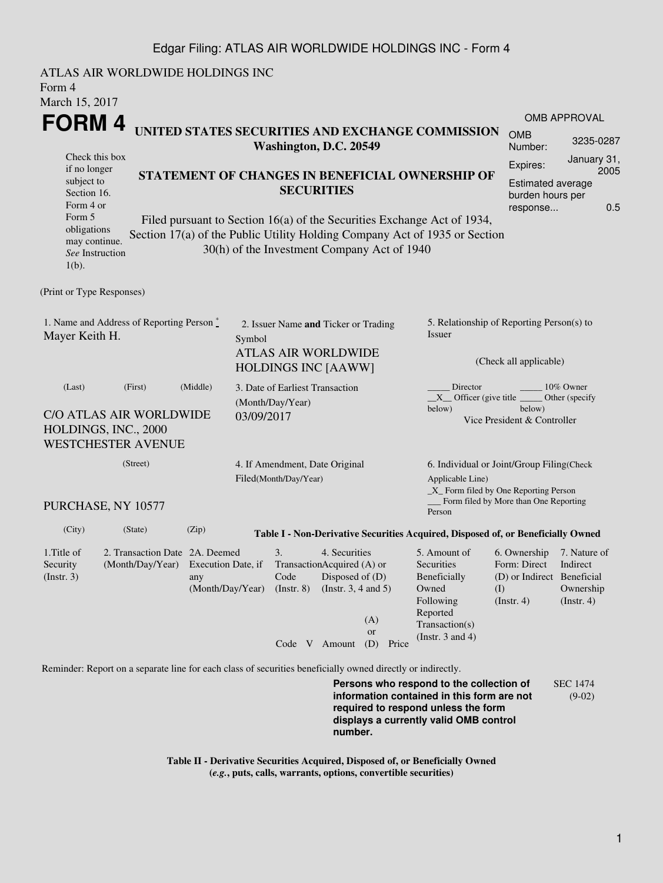ATLAS AIR WORLDWIDE HOLDINGS INC
Form 4
March 15, 2017

# FORM 4

**UNITED STATES SECURITIES AND EXCHANGE COMMISSION**
**Washington, D.C. 20549**

| OMB APPROVAL | |
|---|---|
| OMB Number: | 3235-0287 |
| Expires: | January 31, 2005 |
| Estimated average burden hours per response... | 0.5 |

Check this box if no longer subject to Section 16. Form 4 or Form 5 obligations may continue. *See* Instruction 1(b).

**STATEMENT OF CHANGES IN BENEFICIAL OWNERSHIP OF SECURITIES**

Filed pursuant to Section 16(a) of the Securities Exchange Act of 1934, Section 17(a) of the Public Utility Holding Company Act of 1935 or Section 30(h) of the Investment Company Act of 1940

(Print or Type Responses)

1. Name and Address of Reporting Person *
Mayer Keith H.

(Last) (First) (Middle)

C/O ATLAS AIR WORLDWIDE HOLDINGS, INC., 2000 WESTCHESTER AVENUE

(Street)

PURCHASE, NY 10577

(City) (State) (Zip)

2. Issuer Name **and** Ticker or Trading Symbol
ATLAS AIR WORLDWIDE HOLDINGS INC [AAWW]

3. Date of Earliest Transaction (Month/Day/Year)
03/09/2017

4. If Amendment, Date Original Filed(Month/Day/Year)

5. Relationship of Reporting Person(s) to Issuer

(Check all applicable)

_____ Director _____ 10% Owner
__X__ Officer (give title below) _____ Other (specify below)
Vice President & Controller

6. Individual or Joint/Group Filing(Check Applicable Line)
_X_ Form filed by One Reporting Person
___ Form filed by More than One Reporting Person

**Table I - Non-Derivative Securities Acquired, Disposed of, or Beneficially Owned**

| 1.Title of Security (Instr. 3) | 2. Transaction Date (Month/Day/Year) | 2A. Deemed Execution Date, if any (Month/Day/Year) | 3. Transaction Code (Instr. 8) | | 4. Securities Acquired (A) or Disposed of (D) (Instr. 3, 4 and 5) | | | 5. Amount of Securities Beneficially Owned Following Reported Transaction(s) (Instr. 3 and 4) | 6. Ownership Form: Direct (D) or Indirect (I) (Instr. 4) | 7. Nature of Indirect Beneficial Ownership (Instr. 4) |
|---|---|---|---|---|---|---|---|---|---|---|
| | | | Code | V | Amount | (A) or (D) | Price | | | |

Reminder: Report on a separate line for each class of securities beneficially owned directly or indirectly.

**Persons who respond to the collection of information contained in this form are not required to respond unless the form displays a currently valid OMB control number.**

SEC 1474 (9-02)

**Table II - Derivative Securities Acquired, Disposed of, or Beneficially Owned**
**(*e.g.*, puts, calls, warrants, options, convertible securities)**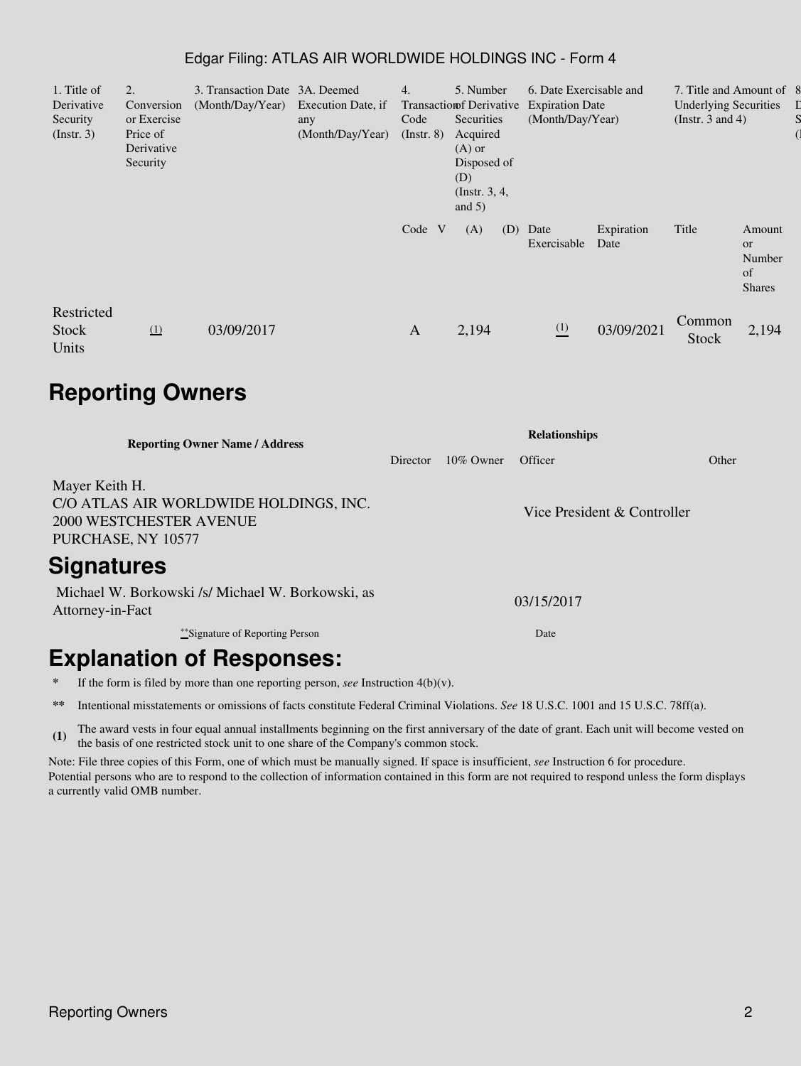| 1. Title of Derivative Security (Instr. 3) | 2. Conversion or Exercise Price of Derivative Security | 3. Transaction Date (Month/Day/Year) | 3A. Deemed Execution Date, if any (Month/Day/Year) | 4. Transaction Code (Instr. 8) | | 5. Number of Derivative Securities Acquired (A) or Disposed of (D) (Instr. 3, 4, and 5) | | 6. Date Exercisable and Expiration Date (Month/Day/Year) | | 7. Title and Amount of Underlying Securities (Instr. 3 and 4) | |
|---|---|---|---|---|---|---|---|---|---|---|---|
| | | | | Code | V | (A) | (D) | Date Exercisable | Expiration Date | Title | Amount or Number of Shares |
| Restricted Stock Units | (1) | 03/09/2017 | | A | | 2,194 | | (1) | 03/09/2021 | Common Stock | 2,194 |

# Reporting Owners

| Reporting Owner Name / Address | Relationships | | | |
|---|---|---|---|---|
| | Director | 10% Owner | Officer | Other |
| Mayer Keith H.<br>C/O ATLAS AIR WORLDWIDE HOLDINGS, INC.<br>2000 WESTCHESTER AVENUE<br>PURCHASE, NY 10577 | | | Vice President & Controller | |

# Signatures

| | |
|---|---|
| Michael W. Borkowski /s/ Michael W. Borkowski, as Attorney-in-Fact | 03/15/2017 |
| **Signature of Reporting Person | Date |

# Explanation of Responses:

\* If the form is filed by more than one reporting person, *see* Instruction 4(b)(v).

\*\* Intentional misstatements or omissions of facts constitute Federal Criminal Violations. *See* 18 U.S.C. 1001 and 15 U.S.C. 78ff(a).

**(1)** The award vests in four equal annual installments beginning on the first anniversary of the date of grant. Each unit will become vested on the basis of one restricted stock unit to one share of the Company's common stock.

Note: File three copies of this Form, one of which must be manually signed. If space is insufficient, *see* Instruction 6 for procedure.
Potential persons who are to respond to the collection of information contained in this form are not required to respond unless the form displays a currently valid OMB number.